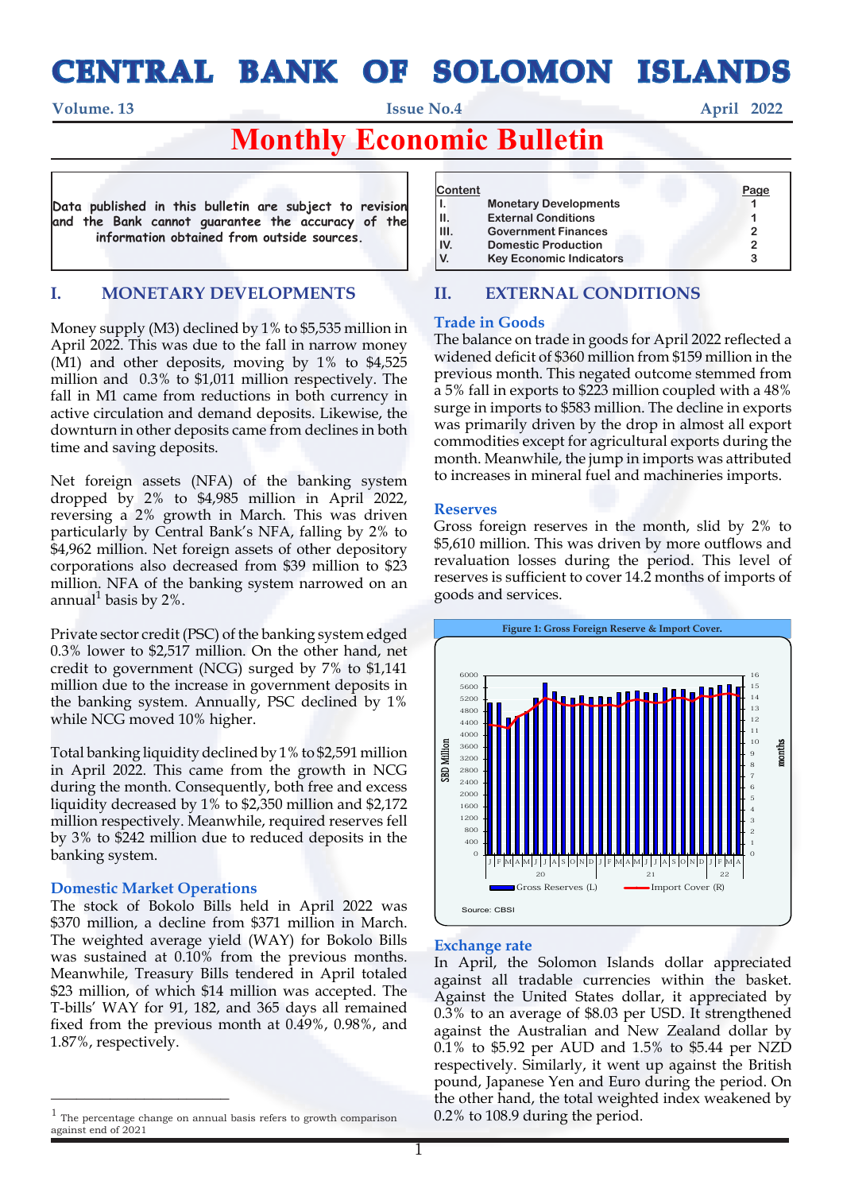# CENTRAL BANK OF SOLOMON ISLANDS

Volume. 13 | Issue No.4 | April 2022

# Monthly Economic Bulletin

**Data published in this bulletin are subject to revision and the Bank cannot guarantee the accuracy of the information obtained from outside sources.**

| Content | | Page |
|---|---|---|
| I. | Monetary Developments | 1 |
| II. | External Conditions | 1 |
| III. | Government Finances | 2 |
| IV. | Domestic Production | 2 |
| V. | Key Economic Indicators | 3 |

## I. MONETARY DEVELOPMENTS

Money supply (M3) declined by 1% to $5,535 million in April 2022. This was due to the fall in narrow money (M1) and other deposits, moving by 1% to $4,525 million and 0.3% to $1,011 million respectively. The fall in M1 came from reductions in both currency in active circulation and demand deposits. Likewise, the downturn in other deposits came from declines in both time and saving deposits.

Net foreign assets (NFA) of the banking system dropped by 2% to $4,985 million in April 2022, reversing a 2% growth in March. This was driven particularly by Central Bank's NFA, falling by 2% to $4,962 million. Net foreign assets of other depository corporations also decreased from $39 million to $23 million. NFA of the banking system narrowed on an annual[1] basis by 2%.

Private sector credit (PSC) of the banking system edged 0.3% lower to $2,517 million. On the other hand, net credit to government (NCG) surged by 7% to $1,141 million due to the increase in government deposits in the banking system. Annually, PSC declined by 1% while NCG moved 10% higher.

Total banking liquidity declined by 1% to $2,591 million in April 2022. This came from the growth in NCG during the month. Consequently, both free and excess liquidity decreased by 1% to $2,350 million and $2,172 million respectively. Meanwhile, required reserves fell by 3% to $242 million due to reduced deposits in the banking system.

### Domestic Market Operations

The stock of Bokolo Bills held in April 2022 was $370 million, a decline from $371 million in March. The weighted average yield (WAY) for Bokolo Bills was sustained at 0.10% from the previous months. Meanwhile, Treasury Bills tendered in April totaled $23 million, of which $14 million was accepted. The T-bills' WAY for 91, 182, and 365 days all remained fixed from the previous month at 0.49%, 0.98%, and 1.87%, respectively.

[1] The percentage change on annual basis refers to growth comparison against end of 2021

## II. EXTERNAL CONDITIONS

### Trade in Goods

The balance on trade in goods for April 2022 reflected a widened deficit of $360 million from $159 million in the previous month. This negated outcome stemmed from a 5% fall in exports to $223 million coupled with a 48% surge in imports to $583 million. The decline in exports was primarily driven by the drop in almost all export commodities except for agricultural exports during the month. Meanwhile, the jump in imports was attributed to increases in mineral fuel and machineries imports.

### Reserves

Gross foreign reserves in the month, slid by 2% to $5,610 million. This was driven by more outflows and revaluation losses during the period. This level of reserves is sufficient to cover 14.2 months of imports of goods and services.

**Figure 1: Gross Foreign Reserve & Import Cover.**

Source: CBSI

### Exchange rate

In April, the Solomon Islands dollar appreciated against all tradable currencies within the basket. Against the United States dollar, it appreciated by 0.3% to an average of $8.03 per USD. It strengthened against the Australian and New Zealand dollar by 0.1% to $5.92 per AUD and 1.5% to $5.44 per NZD respectively. Similarly, it went up against the British pound, Japanese Yen and Euro during the period. On the other hand, the total weighted index weakened by 0.2% to 108.9 during the period.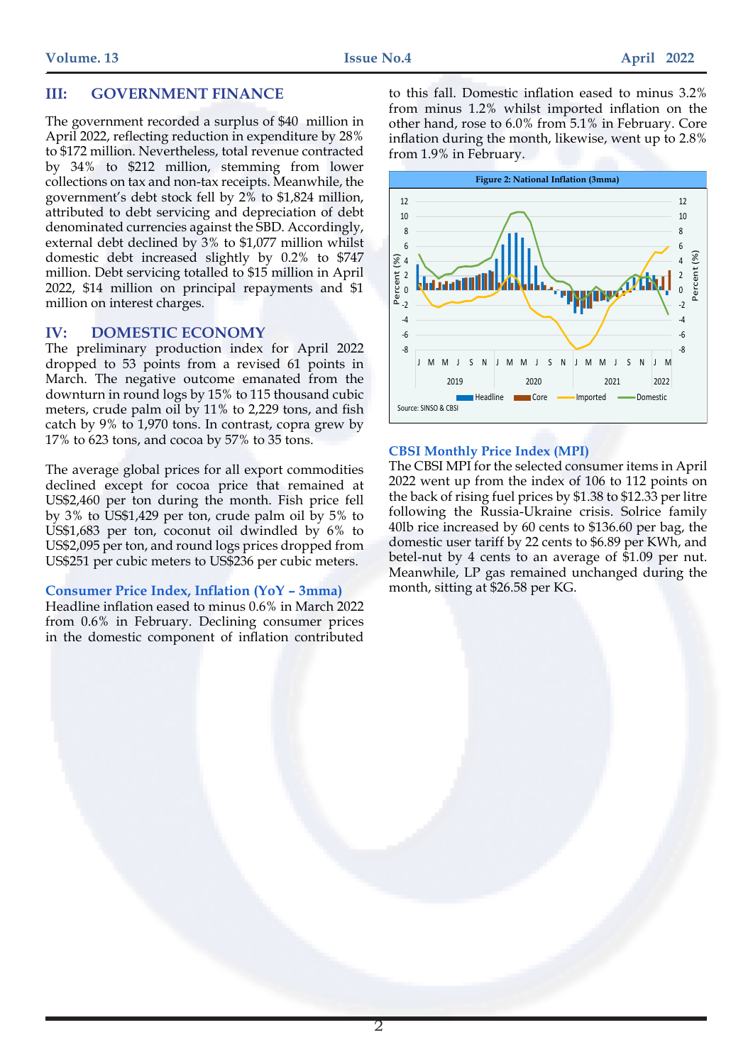## III: GOVERNMENT FINANCE

The government recorded a surplus of $40 million in April 2022, reflecting reduction in expenditure by 28% to $172 million. Nevertheless, total revenue contracted by 34% to $212 million, stemming from lower collections on tax and non-tax receipts. Meanwhile, the government's debt stock fell by 2% to $1,824 million, attributed to debt servicing and depreciation of debt denominated currencies against the SBD. Accordingly, external debt declined by 3% to $1,077 million whilst domestic debt increased slightly by 0.2% to $747 million. Debt servicing totalled to $15 million in April 2022, $14 million on principal repayments and $1 million on interest charges.

## IV: DOMESTIC ECONOMY

The preliminary production index for April 2022 dropped to 53 points from a revised 61 points in March. The negative outcome emanated from the downturn in round logs by 15% to 115 thousand cubic meters, crude palm oil by 11% to 2,229 tons, and fish catch by 9% to 1,970 tons. In contrast, copra grew by 17% to 623 tons, and cocoa by 57% to 35 tons.

The average global prices for all export commodities declined except for cocoa price that remained at US$2,460 per ton during the month. Fish price fell by 3% to US$1,429 per ton, crude palm oil by 5% to US$1,683 per ton, coconut oil dwindled by 6% to US$2,095 per ton, and round logs prices dropped from US$251 per cubic meters to US$236 per cubic meters.

### Consumer Price Index, Inflation (YoY – 3mma)

Headline inflation eased to minus 0.6% in March 2022 from 0.6% in February. Declining consumer prices in the domestic component of inflation contributed to this fall. Domestic inflation eased to minus 3.2% from minus 1.2% whilst imported inflation on the other hand, rose to 6.0% from 5.1% in February. Core inflation during the month, likewise, went up to 2.8% from 1.9% in February.

**Figure 2: National Inflation (3mma)**

Source: SINSO & CBSI

### CBSI Monthly Price Index (MPI)

The CBSI MPI for the selected consumer items in April 2022 went up from the index of 106 to 112 points on the back of rising fuel prices by $1.38 to $12.33 per litre following the Russia-Ukraine crisis. Solrice family 40lb rice increased by 60 cents to $136.60 per bag, the domestic user tariff by 22 cents to $6.89 per KWh, and betel-nut by 4 cents to an average of $1.09 per nut. Meanwhile, LP gas remained unchanged during the month, sitting at $26.58 per KG.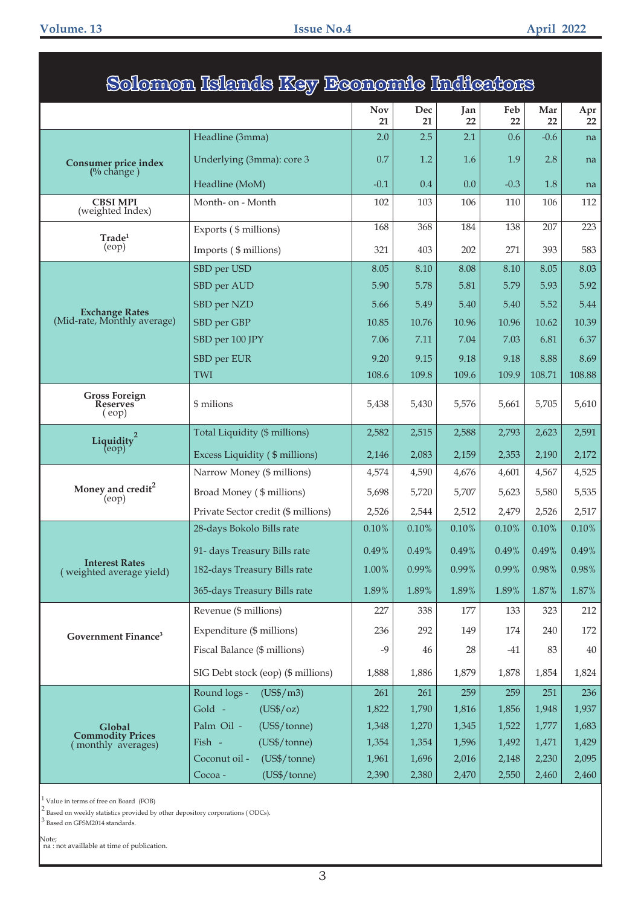# Solomon Islands Key Economic Indicators

| | | Nov 21 | Dec 21 | Jan 22 | Feb 22 | Mar 22 | Apr 22 |
|---|---|---|---|---|---|---|---|
| Consumer price index (% change ) | Headline (3mma) | 2.0 | 2.5 | 2.1 | 0.6 | -0.6 | na |
| | Underlying (3mma): core 3 | 0.7 | 1.2 | 1.6 | 1.9 | 2.8 | na |
| | Headline (MoM) | -0.1 | 0.4 | 0.0 | -0.3 | 1.8 | na |
| **CBSI MPI** (weighted Index) | Month- on - Month | 102 | 103 | 106 | 110 | 106 | 112 |
| **Trade**[1] (eop) | Exports ( $ millions) | 168 | 368 | 184 | 138 | 207 | 223 |
| | Imports ( $ millions) | 321 | 403 | 202 | 271 | 393 | 583 |
| **Exchange Rates** (Mid-rate, Monthly average) | SBD per USD | 8.05 | 8.10 | 8.08 | 8.10 | 8.05 | 8.03 |
| | SBD per AUD | 5.90 | 5.78 | 5.81 | 5.79 | 5.93 | 5.92 |
| | SBD per NZD | 5.66 | 5.49 | 5.40 | 5.40 | 5.52 | 5.44 |
| | SBD per GBP | 10.85 | 10.76 | 10.96 | 10.96 | 10.62 | 10.39 |
| | SBD per 100 JPY | 7.06 | 7.11 | 7.04 | 7.03 | 6.81 | 6.37 |
| | SBD per EUR | 9.20 | 9.15 | 9.18 | 9.18 | 8.88 | 8.69 |
| | TWI | 108.6 | 109.8 | 109.6 | 109.9 | 108.71 | 108.88 |
| **Gross Foreign Reserves** ( eop) | $ milions | 5,438 | 5,430 | 5,576 | 5,661 | 5,705 | 5,610 |
| **Liquidity**[2] (eop) | Total Liquidity ($ millions) | 2,582 | 2,515 | 2,588 | 2,793 | 2,623 | 2,591 |
| | Excess Liquidity ( $ millions) | 2,146 | 2,083 | 2,159 | 2,353 | 2,190 | 2,172 |
| **Money and credit**[2] (eop) | Narrow Money ($ millions) | 4,574 | 4,590 | 4,676 | 4,601 | 4,567 | 4,525 |
| | Broad Money ( $ millions) | 5,698 | 5,720 | 5,707 | 5,623 | 5,580 | 5,535 |
| | Private Sector credit ($ millions) | 2,526 | 2,544 | 2,512 | 2,479 | 2,526 | 2,517 |
| **Interest Rates** ( weighted average yield) | 28-days Bokolo Bills rate | 0.10% | 0.10% | 0.10% | 0.10% | 0.10% | 0.10% |
| | 91- days Treasury Bills rate | 0.49% | 0.49% | 0.49% | 0.49% | 0.49% | 0.49% |
| | 182-days Treasury Bills rate | 1.00% | 0.99% | 0.99% | 0.99% | 0.98% | 0.98% |
| | 365-days Treasury Bills rate | 1.89% | 1.89% | 1.89% | 1.89% | 1.87% | 1.87% |
| **Government Finance**[3] | Revenue ($ millions) | 227 | 338 | 177 | 133 | 323 | 212 |
| | Expenditure ($ millions) | 236 | 292 | 149 | 174 | 240 | 172 |
| | Fiscal Balance ($ millions) | -9 | 46 | 28 | -41 | 83 | 40 |
| | SIG Debt stock (eop) ($ millions) | 1,888 | 1,886 | 1,879 | 1,878 | 1,854 | 1,824 |
| **Global Commodity Prices** ( monthly averages) | Round logs - (US$/m3) | 261 | 261 | 259 | 259 | 251 | 236 |
| | Gold - (US$/oz) | 1,822 | 1,790 | 1,816 | 1,856 | 1,948 | 1,937 |
| | Palm Oil - (US$/tonne) | 1,348 | 1,270 | 1,345 | 1,522 | 1,777 | 1,683 |
| | Fish - (US$/tonne) | 1,354 | 1,354 | 1,596 | 1,492 | 1,471 | 1,429 |
| | Coconut oil - (US$/tonne) | 1,961 | 1,696 | 2,016 | 2,148 | 2,230 | 2,095 |
| | Cocoa - (US$/tonne) | 2,390 | 2,380 | 2,470 | 2,550 | 2,460 | 2,460 |

[1] Value in terms of free on Board (FOB)
[2] Based on weekly statistics provided by other depository corporations ( ODCs).
[3] Based on GFSM2014 standards.

Note;
na : not availlable at time of publication.